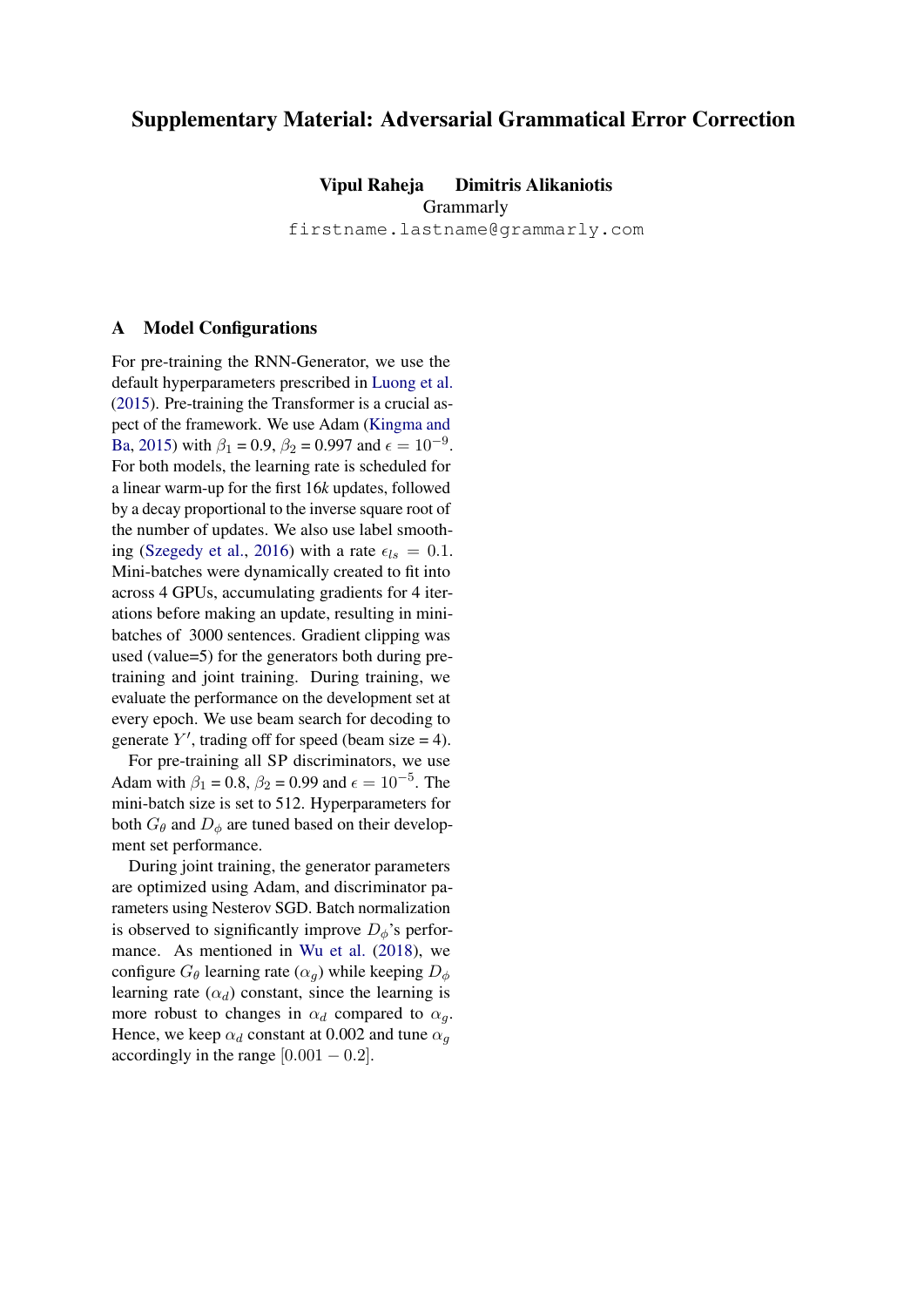# Supplementary Material: Adversarial Grammatical Error Correction

**Vipul Raheja Dimitris Alikaniotis**
Grammarly
`firstname.lastname@grammarly.com`

## A Model Configurations

For pre-training the RNN-Generator, we use the default hyperparameters prescribed in Luong et al. (2015). Pre-training the Transformer is a crucial aspect of the framework. We use Adam (Kingma and Ba, 2015) with $\beta_1$ = 0.9, $\beta_2$ = 0.997 and $\epsilon = 10^{-9}$. For both models, the learning rate is scheduled for a linear warm-up for the first 16*k* updates, followed by a decay proportional to the inverse square root of the number of updates. We also use label smoothing (Szegedy et al., 2016) with a rate $\epsilon_{ls} = 0.1$. Mini-batches were dynamically created to fit into across 4 GPUs, accumulating gradients for 4 iterations before making an update, resulting in mini-batches of 3000 sentences. Gradient clipping was used (value=5) for the generators both during pre-training and joint training. During training, we evaluate the performance on the development set at every epoch. We use beam search for decoding to generate $Y'$, trading off for speed (beam size = 4).

For pre-training all SP discriminators, we use Adam with $\beta_1$ = 0.8, $\beta_2$ = 0.99 and $\epsilon = 10^{-5}$. The mini-batch size is set to 512. Hyperparameters for both $G_\theta$ and $D_\phi$ are tuned based on their development set performance.

During joint training, the generator parameters are optimized using Adam, and discriminator parameters using Nesterov SGD. Batch normalization is observed to significantly improve $D_\phi$'s performance. As mentioned in Wu et al. (2018), we configure $G_\theta$ learning rate ($\alpha_g$) while keeping $D_\phi$ learning rate ($\alpha_d$) constant, since the learning is more robust to changes in $\alpha_d$ compared to $\alpha_g$. Hence, we keep $\alpha_d$ constant at 0.002 and tune $\alpha_g$ accordingly in the range $[0.001 - 0.2]$.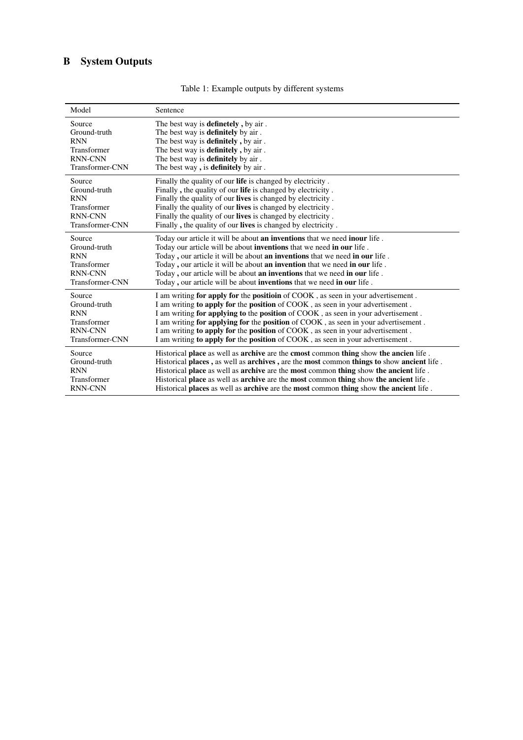## B System Outputs

Table 1: Example outputs by different systems

| Model | Sentence |
|---|---|
| Source | The best way is **definetely ,** by air . |
| Ground-truth | The best way is **definitely** by air . |
| RNN | The best way is **definitely ,** by air . |
| Transformer | The best way is **definitely ,** by air . |
| RNN-CNN | The best way is **definitely** by air . |
| Transformer-CNN | The best way **,** is **definitely** by air . |
| Source | Finally the quality of our **life** is changed by electricity . |
| Ground-truth | Finally **,** the quality of our **life** is changed by electricity . |
| RNN | Finally the quality of our **lives** is changed by electricity . |
| Transformer | Finally the quality of our **lives** is changed by electricity . |
| RNN-CNN | Finally the quality of our **lives** is changed by electricity . |
| Transformer-CNN | Finally **,** the quality of our **lives** is changed by electricity . |
| Source | Today our article it will be about **an inventions** that we need **inour** life . |
| Ground-truth | Today our article will be about **inventions** that we need **in our** life . |
| RNN | Today **,** our article it will be about **an inventions** that we need **in our** life . |
| Transformer | Today **,** our article it will be about **an invention** that we need **in our** life . |
| RNN-CNN | Today **,** our article will be about **an inventions** that we need **in our** life . |
| Transformer-CNN | Today **,** our article will be about **inventions** that we need **in our** life . |
| Source | I am writing **for apply for** the **positioin** of COOK , as seen in your advertisement . |
| Ground-truth | I am writing **to apply for** the **position** of COOK , as seen in your advertisement . |
| RNN | I am writing **for applying to** the **position** of COOK , as seen in your advertisement . |
| Transformer | I am writing **for applying for** the **position** of COOK , as seen in your advertisement . |
| RNN-CNN | I am writing **to apply for** the **position** of COOK , as seen in your advertisement . |
| Transformer-CNN | I am writing **to apply for** the **position** of COOK , as seen in your advertisement . |
| Source | Historical **place** as well as **archive** are the **cmost** common **thing** show **the ancien** life . |
| Ground-truth | Historical **places ,** as well as **archives ,** are the **most** common **things to** show **ancient** life . |
| RNN | Historical **place** as well as **archive** are the **most** common **thing** show **the ancient** life . |
| Transformer | Historical **place** as well as **archive** are the **most** common **thing** show **the ancient** life . |
| RNN-CNN | Historical **places** as well as **archive** are the **most** common **thing** show **the ancient** life . |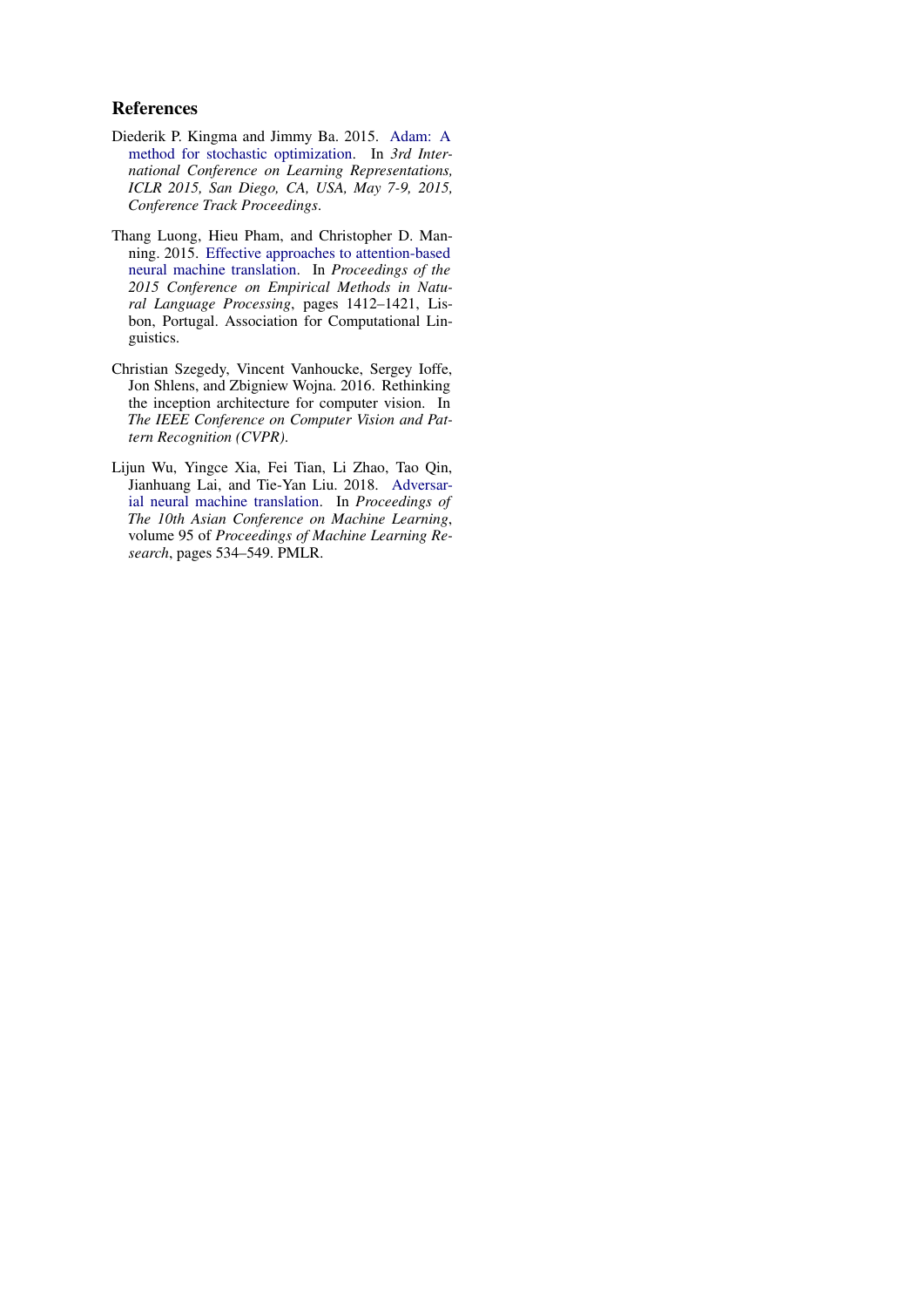## References

Diederik P. Kingma and Jimmy Ba. 2015. Adam: A method for stochastic optimization. In *3rd International Conference on Learning Representations, ICLR 2015, San Diego, CA, USA, May 7-9, 2015, Conference Track Proceedings*.

Thang Luong, Hieu Pham, and Christopher D. Manning. 2015. Effective approaches to attention-based neural machine translation. In *Proceedings of the 2015 Conference on Empirical Methods in Natural Language Processing*, pages 1412–1421, Lisbon, Portugal. Association for Computational Linguistics.

Christian Szegedy, Vincent Vanhoucke, Sergey Ioffe, Jon Shlens, and Zbigniew Wojna. 2016. Rethinking the inception architecture for computer vision. In *The IEEE Conference on Computer Vision and Pattern Recognition (CVPR)*.

Lijun Wu, Yingce Xia, Fei Tian, Li Zhao, Tao Qin, Jianhuang Lai, and Tie-Yan Liu. 2018. Adversarial neural machine translation. In *Proceedings of The 10th Asian Conference on Machine Learning*, volume 95 of *Proceedings of Machine Learning Research*, pages 534–549. PMLR.